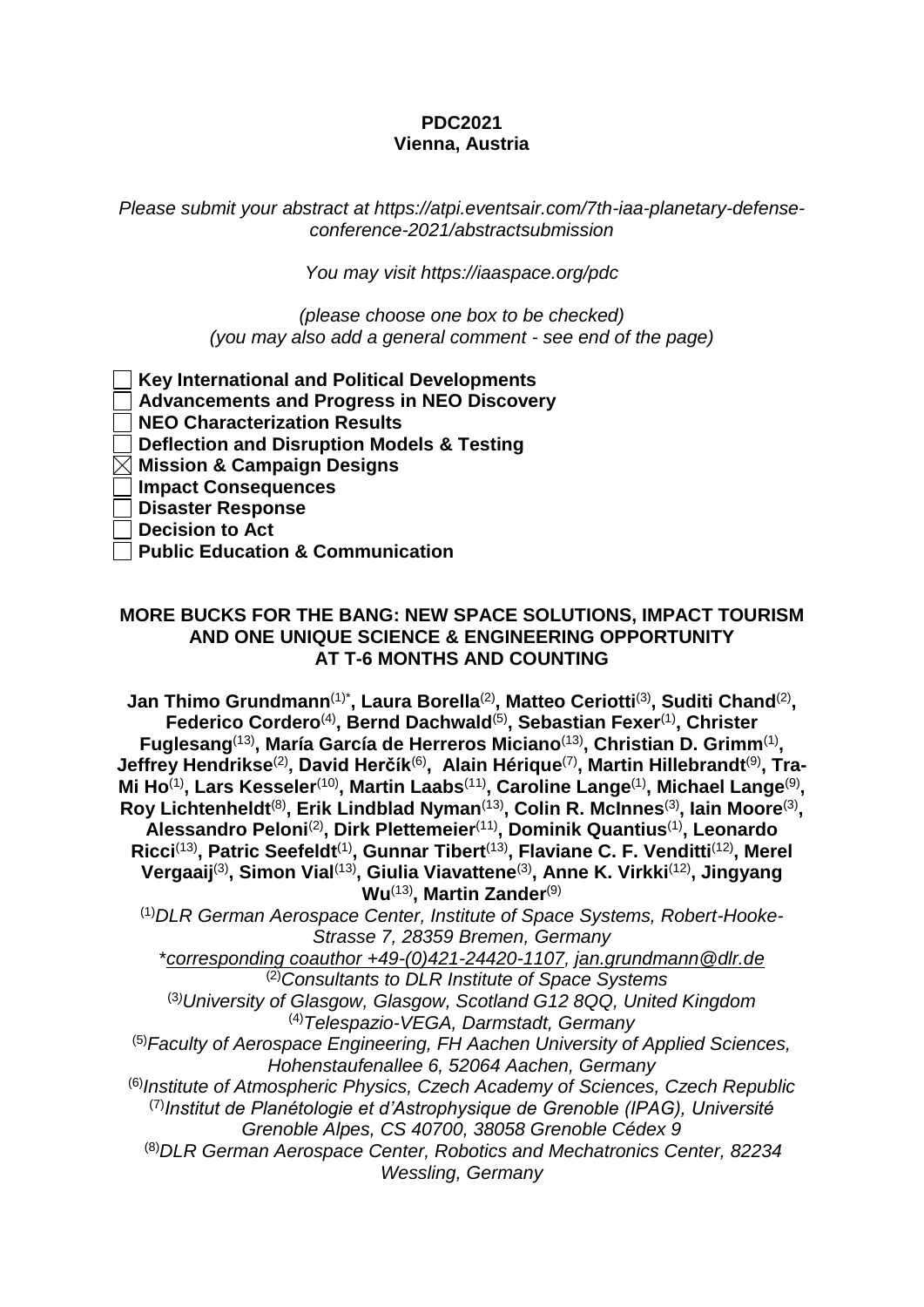**PDC2021**
**Vienna, Austria**

*Please submit your abstract at https://atpi.eventsair.com/7th-iaa-planetary-defense-conference-2021/abstractsubmission*

*You may visit https://iaaspace.org/pdc*

*(please choose one box to be checked)*
*(you may also add a general comment - see end of the page)*

- ☐ **Key International and Political Developments**
- ☐ **Advancements and Progress in NEO Discovery**
- ☐ **NEO Characterization Results**
- ☐ **Deflection and Disruption Models & Testing**
- ☒ **Mission & Campaign Designs**
- ☐ **Impact Consequences**
- ☐ **Disaster Response**
- ☐ **Decision to Act**
- ☐ **Public Education & Communication**

# MORE BUCKS FOR THE BANG: NEW SPACE SOLUTIONS, IMPACT TOURISM AND ONE UNIQUE SCIENCE & ENGINEERING OPPORTUNITY AT T-6 MONTHS AND COUNTING

**Jan Thimo Grundmann[(1)*], Laura Borella[(2)], Matteo Ceriotti[(3)], Suditi Chand[(2)], Federico Cordero[(4)], Bernd Dachwald[(5)], Sebastian Fexer[(1)], Christer Fuglesang[(13)], María García de Herreros Miciano[(13)], Christian D. Grimm[(1)], Jeffrey Hendrikse[(2)], David Herčík[(6)], Alain Hérique[(7)], Martin Hillebrandt[(9)], Tra-Mi Ho[(1)], Lars Kesseler[(10)], Martin Laabs[(11)], Caroline Lange[(1)], Michael Lange[(9)], Roy Lichtenheldt[(8)], Erik Lindblad Nyman[(13)], Colin R. McInnes[(3)], Iain Moore[(3)], Alessandro Peloni[(2)], Dirk Plettemeier[(11)], Dominik Quantius[(1)], Leonardo Ricci[(13)], Patric Seefeldt[(1)], Gunnar Tibert[(13)], Flaviane C. F. Venditti[(12)], Merel Vergaaij[(3)], Simon Vial[(13)], Giulia Viavattene[(3)], Anne K. Virkki[(12)], Jingyang Wu[(13)], Martin Zander[(9)]**

[(1)]*DLR German Aerospace Center, Institute of Space Systems, Robert-Hooke-Strasse 7, 28359 Bremen, Germany*

*\*corresponding coauthor +49-(0)421-24420-1107, jan.grundmann@dlr.de*

[(2)]*Consultants to DLR Institute of Space Systems*

[(3)]*University of Glasgow, Glasgow, Scotland G12 8QQ, United Kingdom*

[(4)]*Telespazio-VEGA, Darmstadt, Germany*

[(5)]*Faculty of Aerospace Engineering, FH Aachen University of Applied Sciences, Hohenstaufenallee 6, 52064 Aachen, Germany*

[(6)]*Institute of Atmospheric Physics, Czech Academy of Sciences, Czech Republic*

[(7)]*Institut de Planétologie et d'Astrophysique de Grenoble (IPAG), Université Grenoble Alpes, CS 40700, 38058 Grenoble Cédex 9*

[(8)]*DLR German Aerospace Center, Robotics and Mechatronics Center, 82234 Wessling, Germany*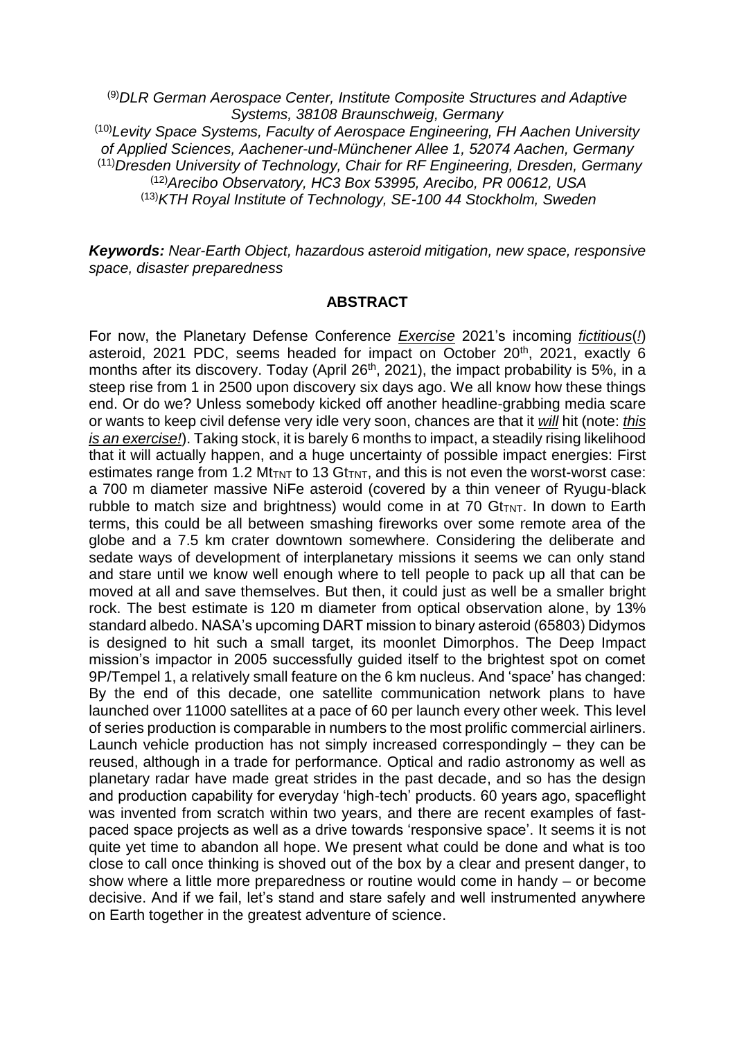[9] *DLR German Aerospace Center, Institute Composite Structures and Adaptive Systems, 38108 Braunschweig, Germany*
[10] *Levity Space Systems, Faculty of Aerospace Engineering, FH Aachen University of Applied Sciences, Aachener-und-Münchener Allee 1, 52074 Aachen, Germany*
[11] *Dresden University of Technology, Chair for RF Engineering, Dresden, Germany*
[12] *Arecibo Observatory, HC3 Box 53995, Arecibo, PR 00612, USA*
[13] *KTH Royal Institute of Technology, SE-100 44 Stockholm, Sweden*

***Keywords:*** *Near-Earth Object, hazardous asteroid mitigation, new space, responsive space, disaster preparedness*

## ABSTRACT

For now, the Planetary Defense Conference ***Exercise*** 2021's incoming ***fictitious***(***!***) asteroid, 2021 PDC, seems headed for impact on October 20th, 2021, exactly 6 months after its discovery. Today (April 26th, 2021), the impact probability is 5%, in a steep rise from 1 in 2500 upon discovery six days ago. We all know how these things end. Or do we? Unless somebody kicked off another headline-grabbing media scare or wants to keep civil defense very idle very soon, chances are that it ***will*** hit (note: ***this is an exercise!***). Taking stock, it is barely 6 months to impact, a steadily rising likelihood that it will actually happen, and a huge uncertainty of possible impact energies: First estimates range from 1.2 $Mt_{TNT}$ to 13 $Gt_{TNT}$, and this is not even the worst-worst case: a 700 m diameter massive NiFe asteroid (covered by a thin veneer of Ryugu-black rubble to match size and brightness) would come in at 70 $Gt_{TNT}$. In down to Earth terms, this could be all between smashing fireworks over some remote area of the globe and a 7.5 km crater downtown somewhere. Considering the deliberate and sedate ways of development of interplanetary missions it seems we can only stand and stare until we know well enough where to tell people to pack up all that can be moved at all and save themselves. But then, it could just as well be a smaller bright rock. The best estimate is 120 m diameter from optical observation alone, by 13% standard albedo. NASA's upcoming DART mission to binary asteroid (65803) Didymos is designed to hit such a small target, its moonlet Dimorphos. The Deep Impact mission's impactor in 2005 successfully guided itself to the brightest spot on comet 9P/Tempel 1, a relatively small feature on the 6 km nucleus. And 'space' has changed: By the end of this decade, one satellite communication network plans to have launched over 11000 satellites at a pace of 60 per launch every other week. This level of series production is comparable in numbers to the most prolific commercial airliners. Launch vehicle production has not simply increased correspondingly – they can be reused, although in a trade for performance. Optical and radio astronomy as well as planetary radar have made great strides in the past decade, and so has the design and production capability for everyday 'high-tech' products. 60 years ago, spaceflight was invented from scratch within two years, and there are recent examples of fast-paced space projects as well as a drive towards 'responsive space'. It seems it is not quite yet time to abandon all hope. We present what could be done and what is too close to call once thinking is shoved out of the box by a clear and present danger, to show where a little more preparedness or routine would come in handy – or become decisive. And if we fail, let's stand and stare safely and well instrumented anywhere on Earth together in the greatest adventure of science.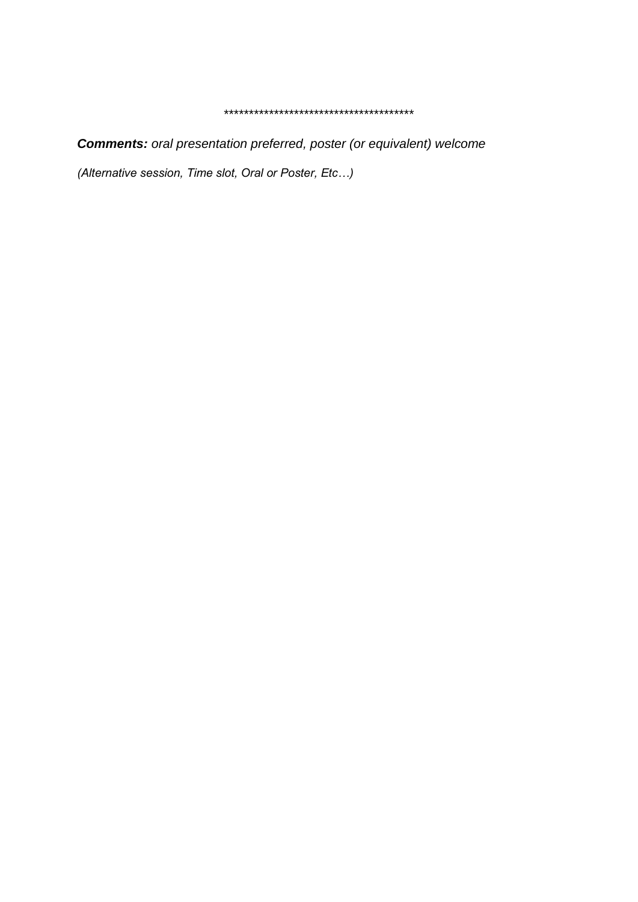**************************************

***Comments:*** *oral presentation preferred, poster (or equivalent) welcome*

*(Alternative session, Time slot, Oral or Poster, Etc…)*